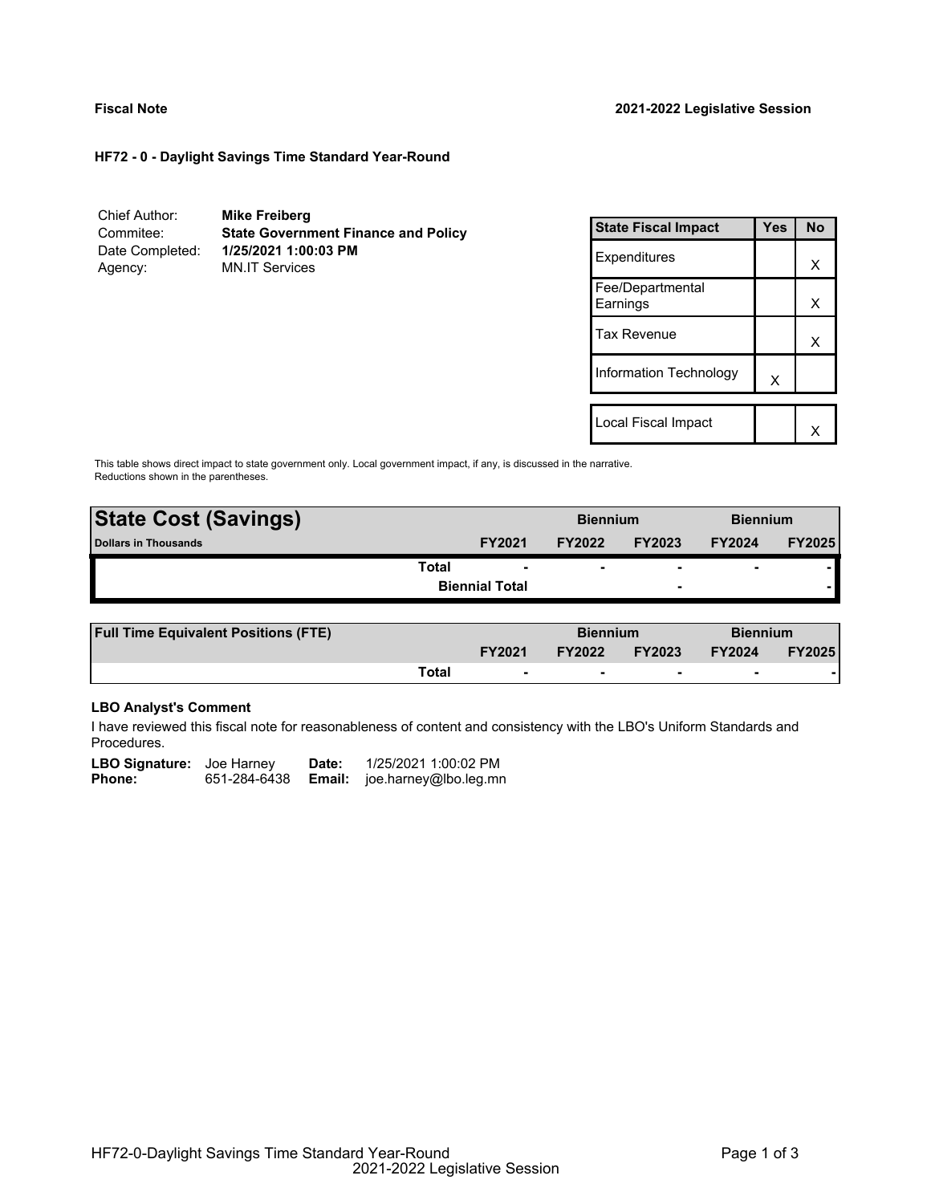**Fiscal Note** **2021-2022 Legislative Session**

**HF72 - 0 - Daylight Savings Time Standard Year-Round**

| | |
|---|---|
| Chief Author: | **Mike Freiberg** |
| Commitee: | **State Government Finance and Policy** |
| Date Completed: | **1/25/2021 1:00:03 PM** |
| Agency: | MN.IT Services |

| State Fiscal Impact | Yes | No |
|---|---|---|
| Expenditures | | X |
| Fee/Departmental Earnings | | X |
| Tax Revenue | | X |
| Information Technology | X | |
| Local Fiscal Impact | | X |

This table shows direct impact to state government only. Local government impact, if any, is discussed in the narrative. Reductions shown in the parentheses.

| **State Cost (Savings)** | | **Biennium** | | **Biennium** | |
|---|---|---|---|---|---|
| **Dollars in Thousands** | **FY2021** | **FY2022** | **FY2023** | **FY2024** | **FY2025** |
| **Total** | - | - | - | - | - |
| **Biennial Total** | | | - | | - |

| **Full Time Equivalent Positions (FTE)** | | **Biennium** | | **Biennium** | |
|---|---|---|---|---|---|
| | **FY2021** | **FY2022** | **FY2023** | **FY2024** | **FY2025** |
| **Total** | - | - | - | - | - |

**LBO Analyst's Comment**

I have reviewed this fiscal note for reasonableness of content and consistency with the LBO's Uniform Standards and Procedures.

| | | | |
|---|---|---|---|
| **LBO Signature:** | Joe Harney | **Date:** | 1/25/2021 1:00:02 PM |
| **Phone:** | 651-284-6438 | **Email:** | joe.harney@lbo.leg.mn |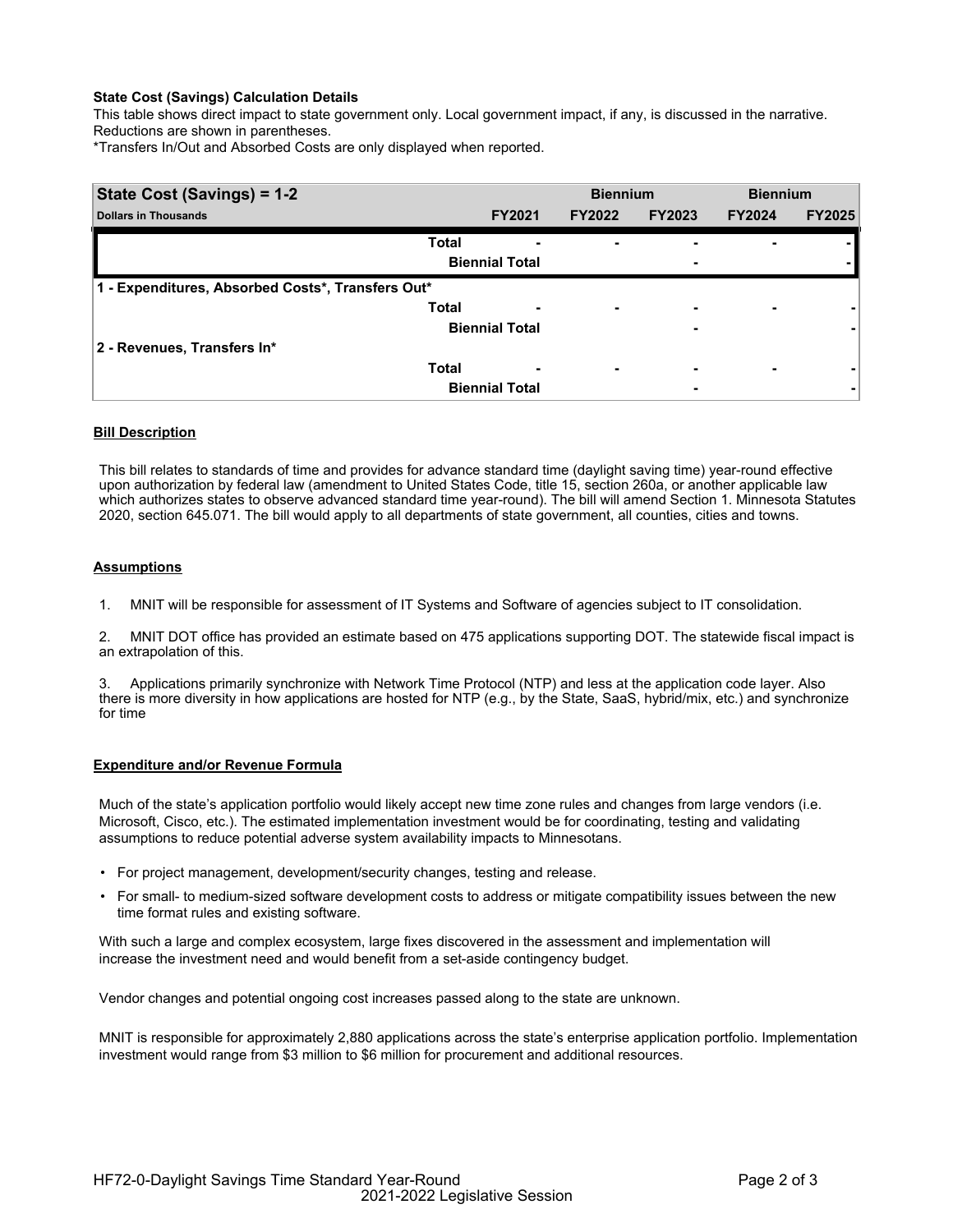**State Cost (Savings) Calculation Details**

This table shows direct impact to state government only. Local government impact, if any, is discussed in the narrative. Reductions are shown in parentheses.

*Transfers In/Out and Absorbed Costs are only displayed when reported.

| State Cost (Savings) = 1-2 | | | Biennium | | Biennium | |
|---|---|---|---|---|---|---|
| Dollars in Thousands | | FY2021 | FY2022 | FY2023 | FY2024 | FY2025 |
| | Total | - | - | - | - | - |
| | Biennial Total | | | - | | - |
| **1 - Expenditures, Absorbed Costs*, Transfers Out*** | | | | | | |
| | Total | - | - | - | - | - |
| | Biennial Total | | | - | | - |
| **2 - Revenues, Transfers In*** | | | | | | |
| | Total | - | - | - | - | - |
| | Biennial Total | | | - | | - |

## Bill Description

This bill relates to standards of time and provides for advance standard time (daylight saving time) year-round effective upon authorization by federal law (amendment to United States Code, title 15, section 260a, or another applicable law which authorizes states to observe advanced standard time year-round). The bill will amend Section 1. Minnesota Statutes 2020, section 645.071. The bill would apply to all departments of state government, all counties, cities and towns.

## Assumptions

1. MNIT will be responsible for assessment of IT Systems and Software of agencies subject to IT consolidation.

2. MNIT DOT office has provided an estimate based on 475 applications supporting DOT. The statewide fiscal impact is an extrapolation of this.

3. Applications primarily synchronize with Network Time Protocol (NTP) and less at the application code layer. Also there is more diversity in how applications are hosted for NTP (e.g., by the State, SaaS, hybrid/mix, etc.) and synchronize for time

## Expenditure and/or Revenue Formula

Much of the state's application portfolio would likely accept new time zone rules and changes from large vendors (i.e. Microsoft, Cisco, etc.). The estimated implementation investment would be for coordinating, testing and validating assumptions to reduce potential adverse system availability impacts to Minnesotans.

- For project management, development/security changes, testing and release.
- For small- to medium-sized software development costs to address or mitigate compatibility issues between the new time format rules and existing software.

With such a large and complex ecosystem, large fixes discovered in the assessment and implementation will increase the investment need and would benefit from a set-aside contingency budget.

Vendor changes and potential ongoing cost increases passed along to the state are unknown.

MNIT is responsible for approximately 2,880 applications across the state's enterprise application portfolio. Implementation investment would range from $3 million to $6 million for procurement and additional resources.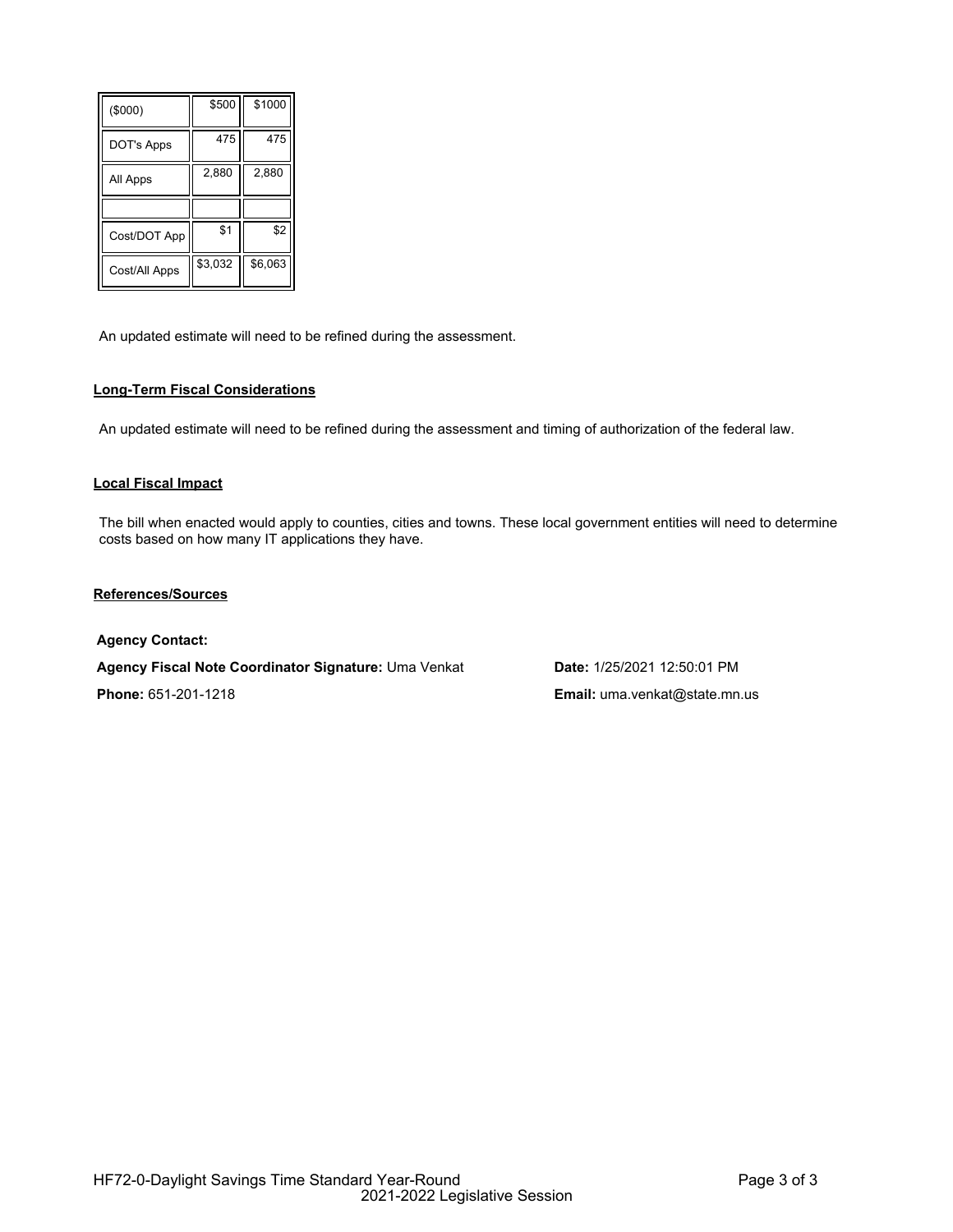| ($000) | $500 | $1000 |
|---|---|---|
| DOT's Apps | 475 | 475 |
| All Apps | 2,880 | 2,880 |
| | | |
| Cost/DOT App | $1 | $2 |
| Cost/All Apps | $3,032 | $6,063 |

An updated estimate will need to be refined during the assessment.

**Long-Term Fiscal Considerations**

An updated estimate will need to be refined during the assessment and timing of authorization of the federal law.

**Local Fiscal Impact**

The bill when enacted would apply to counties, cities and towns. These local government entities will need to determine costs based on how many IT applications they have.

**References/Sources**

**Agency Contact:**

**Agency Fiscal Note Coordinator Signature:** Uma Venkat

**Date:** 1/25/2021 12:50:01 PM

**Phone:** 651-201-1218

**Email:** uma.venkat@state.mn.us